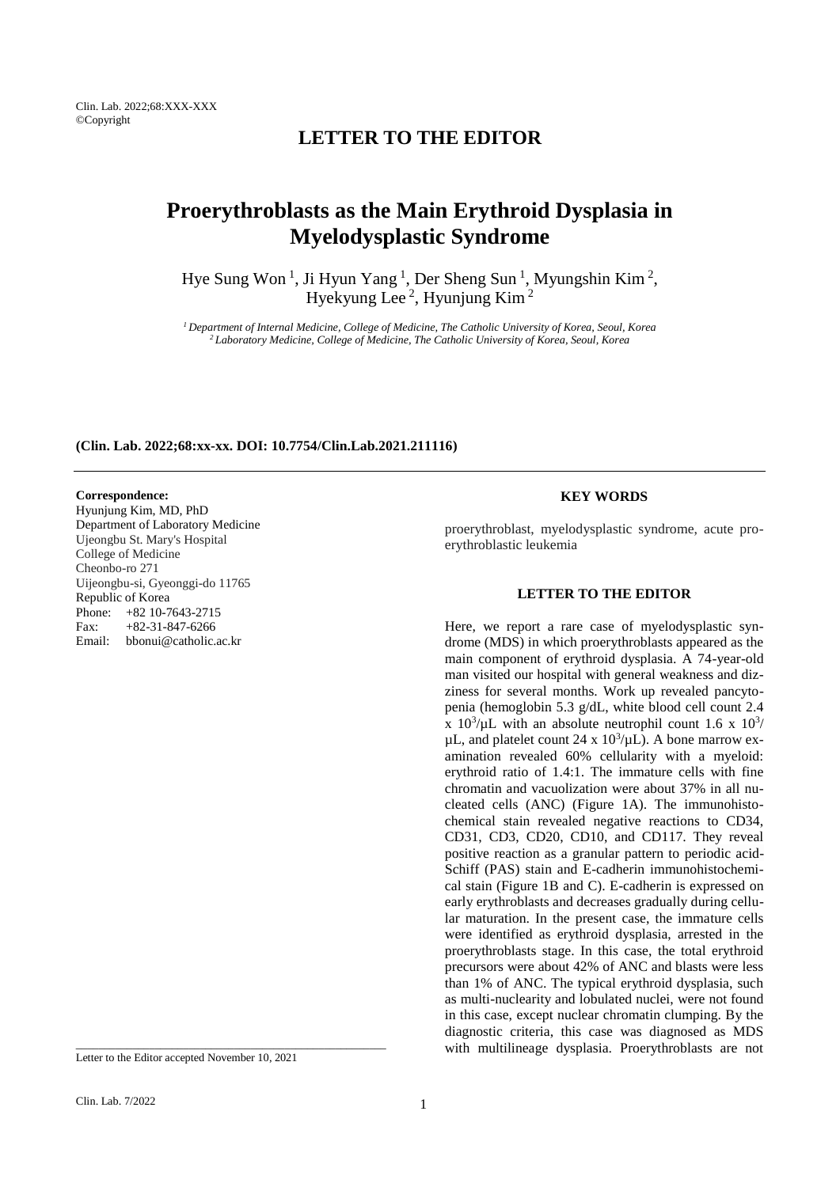## LETTER TO THE EDITOR

# Proerythroblasts as the Main Erythroid Dysplasia in Myelodysplastic Syndrome

Hye Sung Won [1], Ji Hyun Yang [1], Der Sheng Sun [1], Myungshin Kim [2], Hyekyung Lee [2], Hyunjung Kim [2]

*[1] Department of Internal Medicine, College of Medicine, The Catholic University of Korea, Seoul, Korea*
*[2] Laboratory Medicine, College of Medicine, The Catholic University of Korea, Seoul, Korea*

**(Clin. Lab. 2022;68:xx-xx. DOI: 10.7754/Clin.Lab.2021.211116)**

---

**Correspondence:**
Hyunjung Kim, MD, PhD
Department of Laboratory Medicine
Ujeongbu St. Mary's Hospital
College of Medicine
Cheonbo-ro 271
Uijeongbu-si, Gyeonggi-do 11765
Republic of Korea
Phone: +82 10-7643-2715
Fax: +82-31-847-6266
Email: bbonui@catholic.ac.kr

Letter to the Editor accepted November 10, 2021

### KEY WORDS

proerythroblast, myelodysplastic syndrome, acute proerythroblastic leukemia

### LETTER TO THE EDITOR

Here, we report a rare case of myelodysplastic syndrome (MDS) in which proerythroblasts appeared as the main component of erythroid dysplasia. A 74-year-old man visited our hospital with general weakness and dizziness for several months. Work up revealed pancytopenia (hemoglobin 5.3 g/dL, white blood cell count 2.4 x $10^3$/µL with an absolute neutrophil count 1.6 x $10^3$/µL, and platelet count 24 x $10^3$/µL). A bone marrow examination revealed 60% cellularity with a myeloid: erythroid ratio of 1.4:1. The immature cells with fine chromatin and vacuolization were about 37% in all nucleated cells (ANC) (Figure 1A). The immunohistochemical stain revealed negative reactions to CD34, CD31, CD3, CD20, CD10, and CD117. They reveal positive reaction as a granular pattern to periodic acid-Schiff (PAS) stain and E-cadherin immunohistochemical stain (Figure 1B and C). E-cadherin is expressed on early erythroblasts and decreases gradually during cellular maturation. In the present case, the immature cells were identified as erythroid dysplasia, arrested in the proerythroblasts stage. In this case, the total erythroid precursors were about 42% of ANC and blasts were less than 1% of ANC. The typical erythroid dysplasia, such as multi-nuclearity and lobulated nuclei, were not found in this case, except nuclear chromatin clumping. By the diagnostic criteria, this case was diagnosed as MDS with multilineage dysplasia. Proerythroblasts are not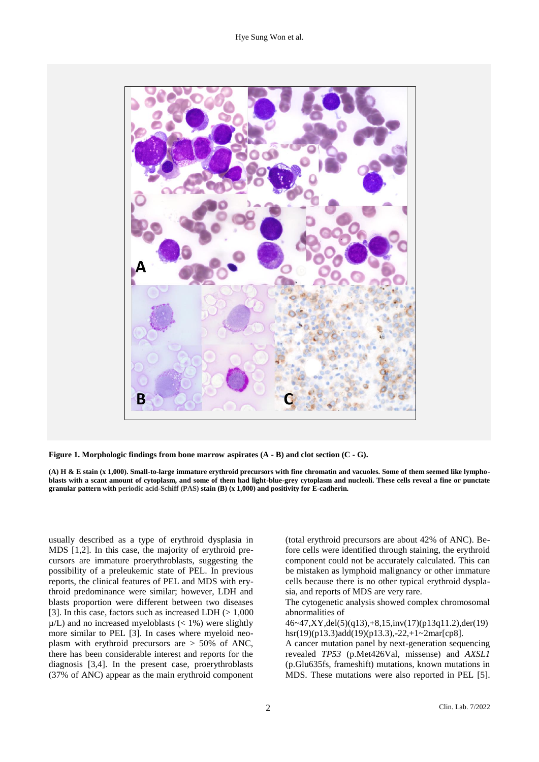**Figure 1. Morphologic findings from bone marrow aspirates (A - B) and clot section (C - G).**

**(A) H & E stain (x 1,000). Small-to-large immature erythroid precursors with fine chromatin and vacuoles. Some of them seemed like lymphoblasts with a scant amount of cytoplasm, and some of them had light-blue-grey cytoplasm and nucleoli. These cells reveal a fine or punctate granular pattern with periodic acid-Schiff (PAS) stain (B) (x 1,000) and positivity for E-cadherin.**

usually described as a type of erythroid dysplasia in MDS [1,2]. In this case, the majority of erythroid precursors are immature proerythroblasts, suggesting the possibility of a preleukemic state of PEL. In previous reports, the clinical features of PEL and MDS with erythroid predominance were similar; however, LDH and blasts proportion were different between two diseases [3]. In this case, factors such as increased LDH (> 1,000 µ/L) and no increased myeloblasts (< 1%) were slightly more similar to PEL [3]. In cases where myeloid neoplasm with erythroid precursors are > 50% of ANC, there has been considerable interest and reports for the diagnosis [3,4]. In the present case, proerythroblasts (37% of ANC) appear as the main erythroid component (total erythroid precursors are about 42% of ANC). Before cells were identified through staining, the erythroid component could not be accurately calculated. This can be mistaken as lymphoid malignancy or other immature cells because there is no other typical erythroid dysplasia, and reports of MDS are very rare.

The cytogenetic analysis showed complex chromosomal abnormalities of 46~47,XY,del(5)(q13),+8,15,inv(17)(p13q11.2),der(19)hsr(19)(p13.3)add(19)(p13.3),-22,+1~2mar[cp8].

A cancer mutation panel by next-generation sequencing revealed *TP53* (p.Met426Val, missense) and *AXSL1* (p.Glu635fs, frameshift) mutations, known mutations in MDS. These mutations were also reported in PEL [5].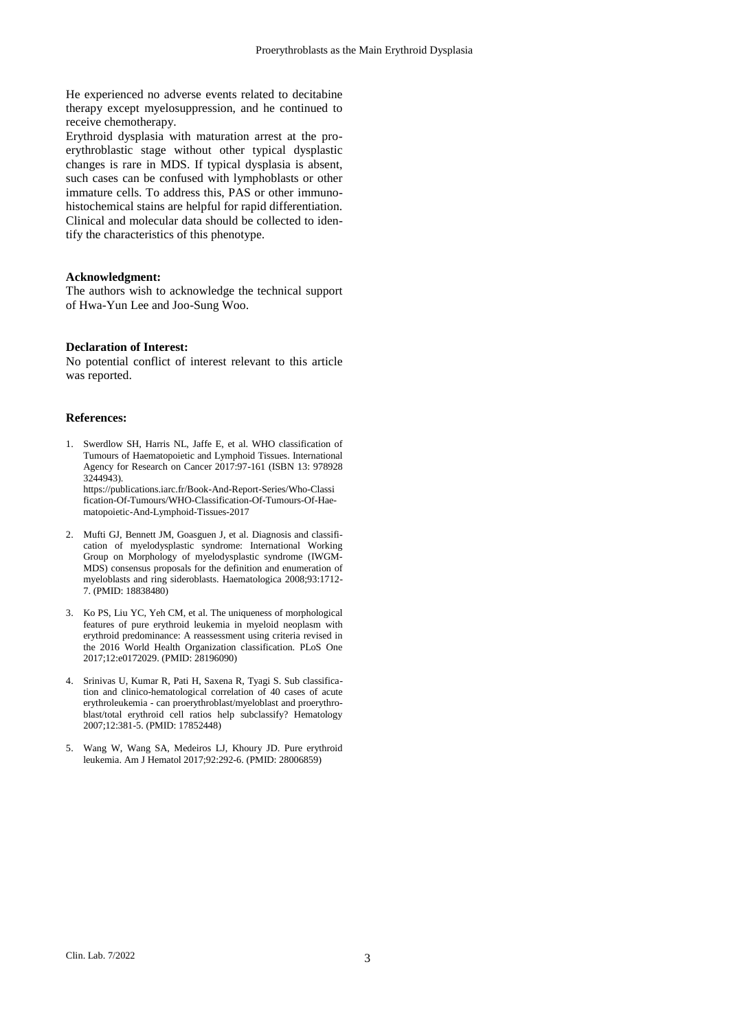He experienced no adverse events related to decitabine therapy except myelosuppression, and he continued to receive chemotherapy.

Erythroid dysplasia with maturation arrest at the proerythroblastic stage without other typical dysplastic changes is rare in MDS. If typical dysplasia is absent, such cases can be confused with lymphoblasts or other immature cells. To address this, PAS or other immunohistochemical stains are helpful for rapid differentiation. Clinical and molecular data should be collected to identify the characteristics of this phenotype.

**Acknowledgment:**

The authors wish to acknowledge the technical support of Hwa-Yun Lee and Joo-Sung Woo.

**Declaration of Interest:**

No potential conflict of interest relevant to this article was reported.

**References:**

1. Swerdlow SH, Harris NL, Jaffe E, et al. WHO classification of Tumours of Haematopoietic and Lymphoid Tissues. International Agency for Research on Cancer 2017:97-161 (ISBN 13: 978928 3244943). https://publications.iarc.fr/Book-And-Report-Series/Who-Classification-Of-Tumours/WHO-Classification-Of-Tumours-Of-Haematopoietic-And-Lymphoid-Tissues-2017

2. Mufti GJ, Bennett JM, Goasguen J, et al. Diagnosis and classification of myelodysplastic syndrome: International Working Group on Morphology of myelodysplastic syndrome (IWGM-MDS) consensus proposals for the definition and enumeration of myeloblasts and ring sideroblasts. Haematologica 2008;93:1712-7. (PMID: 18838480)

3. Ko PS, Liu YC, Yeh CM, et al. The uniqueness of morphological features of pure erythroid leukemia in myeloid neoplasm with erythroid predominance: A reassessment using criteria revised in the 2016 World Health Organization classification. PLoS One 2017;12:e0172029. (PMID: 28196090)

4. Srinivas U, Kumar R, Pati H, Saxena R, Tyagi S. Sub classification and clinico-hematological correlation of 40 cases of acute erythroleukemia - can proerythroblast/myeloblast and proerythroblast/total erythroid cell ratios help subclassify? Hematology 2007;12:381-5. (PMID: 17852448)

5. Wang W, Wang SA, Medeiros LJ, Khoury JD. Pure erythroid leukemia. Am J Hematol 2017;92:292-6. (PMID: 28006859)